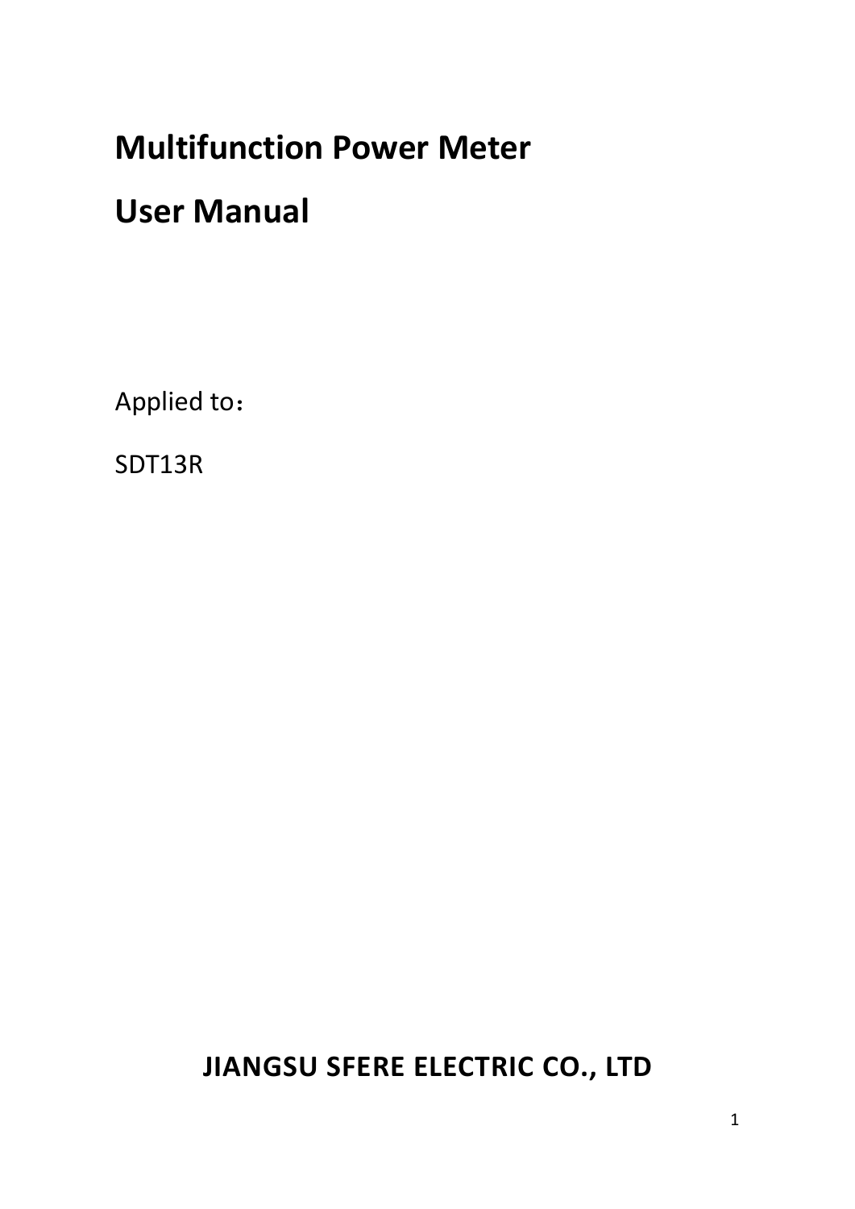# Multifunction Power Meter

# User Manual

Applied to：

SDT13R

**JIANGSU SFERE ELECTRIC CO., LTD**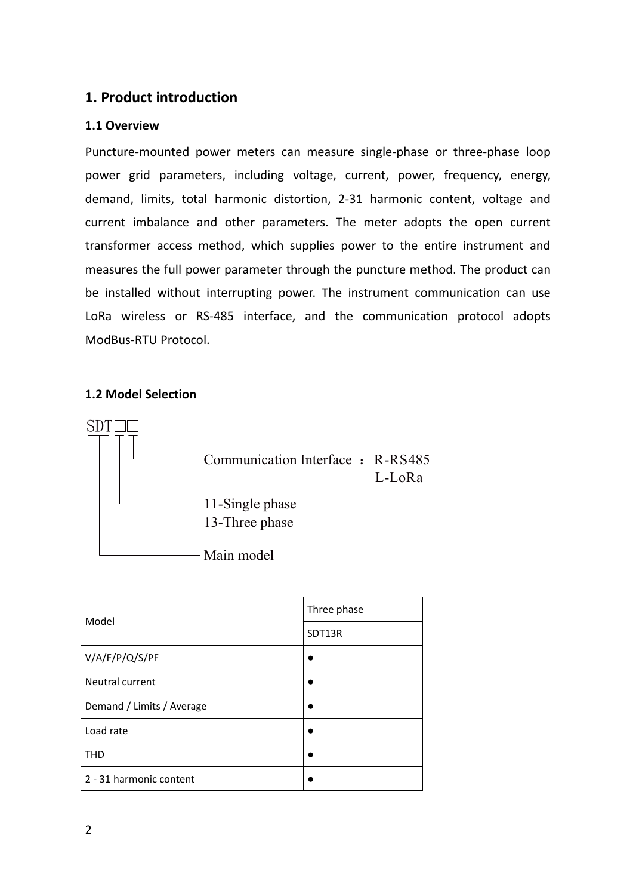# 1. Product introduction

## 1.1 Overview

Puncture-mounted power meters can measure single-phase or three-phase loop power grid parameters, including voltage, current, power, frequency, energy, demand, limits, total harmonic distortion, 2-31 harmonic content, voltage and current imbalance and other parameters. The meter adopts the open current transformer access method, which supplies power to the entire instrument and measures the full power parameter through the puncture method. The product can be installed without interrupting power. The instrument communication can use LoRa wireless or RS-485 interface, and the communication protocol adopts ModBus-RTU Protocol.

## 1.2 Model Selection

```
SDT□□
 │  │└──── Communication Interface ： R-RS485
 │  │                                L-LoRa
 │  └───── 11-Single phase
 │         13-Three phase
 └──────── Main model
```

| Model | Three phase |
|---|---|
| | SDT13R |
| V/A/F/P/Q/S/PF | ● |
| Neutral current | ● |
| Demand / Limits / Average | ● |
| Load rate | ● |
| THD | ● |
| 2 - 31 harmonic content | ● |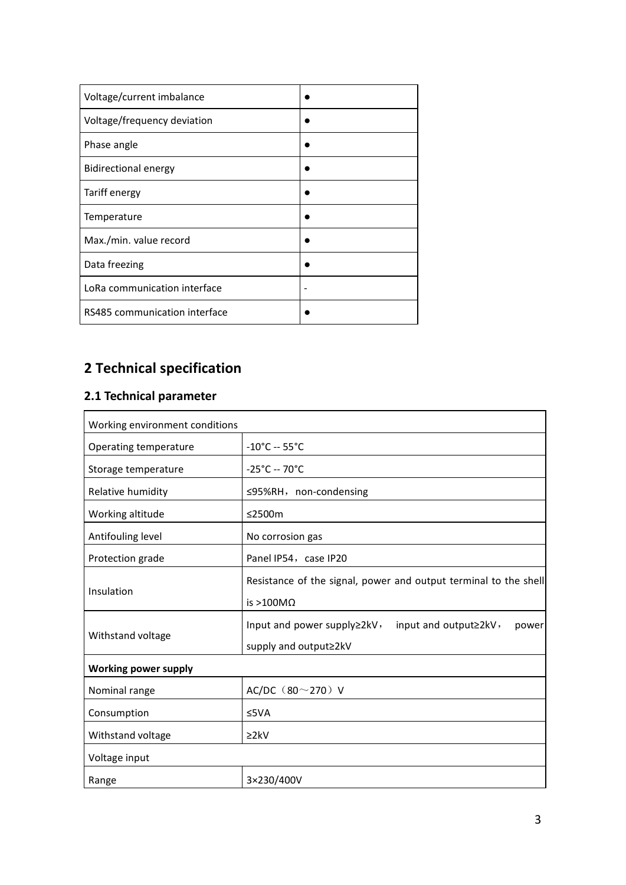| Voltage/current imbalance | ● |
| --- | --- |
| Voltage/frequency deviation | ● |
| Phase angle | ● |
| Bidirectional energy | ● |
| Tariff energy | ● |
| Temperature | ● |
| Max./min. value record | ● |
| Data freezing | ● |
| LoRa communication interface | - |
| RS485 communication interface | ● |

## 2 Technical specification

### 2.1 Technical parameter

| Working environment conditions | |
| --- | --- |
| Operating temperature | -10°C -- 55°C |
| Storage temperature | -25°C -- 70°C |
| Relative humidity | ≤95%RH，non-condensing |
| Working altitude | ≤2500m |
| Antifouling level | No corrosion gas |
| Protection grade | Panel IP54，case IP20 |
| Insulation | Resistance of the signal, power and output terminal to the shell is >100MΩ |
| Withstand voltage | Input and power supply≥2kV， input and output≥2kV， power supply and output≥2kV |
| **Working power supply** | |
| Nominal range | AC/DC（80～270）V |
| Consumption | ≤5VA |
| Withstand voltage | ≥2kV |
| Voltage input | |
| Range | 3×230/400V |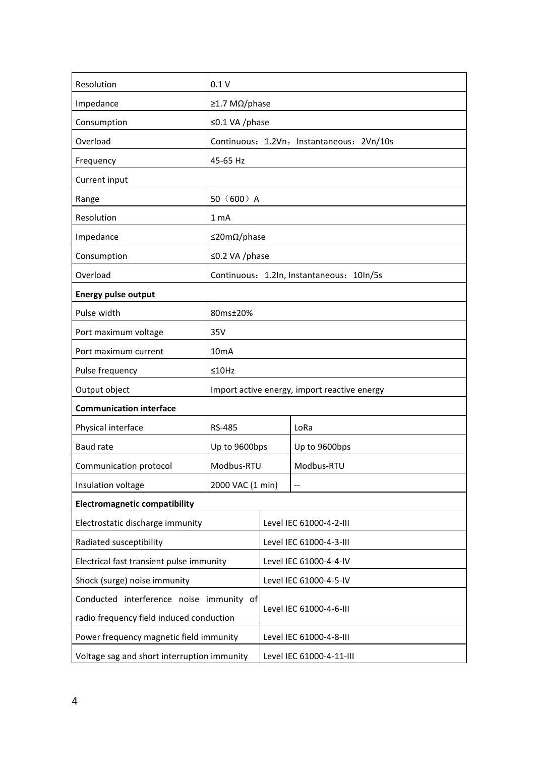| Resolution | 0.1 V | |
|---|---|---|
| Impedance | ≥1.7 MΩ/phase | |
| Consumption | ≤0.1 VA /phase | |
| Overload | Continuous：1.2Vn，Instantaneous：2Vn/10s | |
| Frequency | 45-65 Hz | |
| Current input | | |
| Range | 50（600）A | |
| Resolution | 1 mA | |
| Impedance | ≤20mΩ/phase | |
| Consumption | ≤0.2 VA /phase | |
| Overload | Continuous：1.2In, Instantaneous：10In/5s | |
| **Energy pulse output** | | |
| Pulse width | 80ms±20% | |
| Port maximum voltage | 35V | |
| Port maximum current | 10mA | |
| Pulse frequency | ≤10Hz | |
| Output object | Import active energy, import reactive energy | |
| **Communication interface** | | |
| Physical interface | RS-485 | LoRa |
| Baud rate | Up to 9600bps | Up to 9600bps |
| Communication protocol | Modbus-RTU | Modbus-RTU |
| Insulation voltage | 2000 VAC (1 min) | -- |
| **Electromagnetic compatibility** | | |
| Electrostatic discharge immunity | Level IEC 61000-4-2-III | |
| Radiated susceptibility | Level IEC 61000-4-3-III | |
| Electrical fast transient pulse immunity | Level IEC 61000-4-4-IV | |
| Shock (surge) noise immunity | Level IEC 61000-4-5-IV | |
| Conducted interference noise immunity of radio frequency field induced conduction | Level IEC 61000-4-6-III | |
| Power frequency magnetic field immunity | Level IEC 61000-4-8-III | |
| Voltage sag and short interruption immunity | Level IEC 61000-4-11-III | |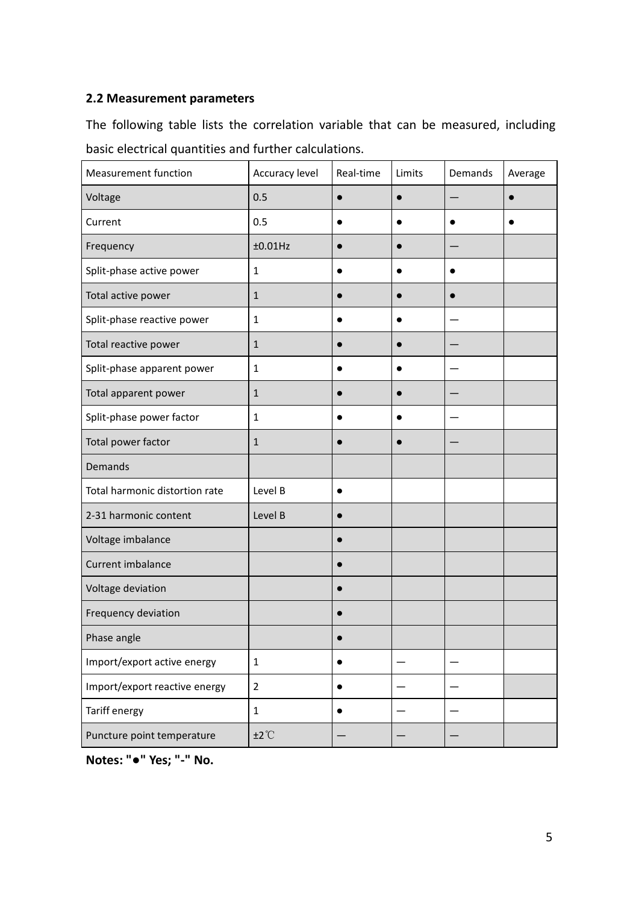## 2.2 Measurement parameters

The following table lists the correlation variable that can be measured, including basic electrical quantities and further calculations.

| Measurement function | Accuracy level | Real-time | Limits | Demands | Average |
|---|---|---|---|---|---|
| Voltage | 0.5 | ● | ● | — | ● |
| Current | 0.5 | ● | ● | ● | ● |
| Frequency | ±0.01Hz | ● | ● | — | |
| Split-phase active power | 1 | ● | ● | ● | |
| Total active power | 1 | ● | ● | ● | |
| Split-phase reactive power | 1 | ● | ● | — | |
| Total reactive power | 1 | ● | ● | — | |
| Split-phase apparent power | 1 | ● | ● | — | |
| Total apparent power | 1 | ● | ● | — | |
| Split-phase power factor | 1 | ● | ● | — | |
| Total power factor | 1 | ● | ● | — | |
| Demands | | | | | |
| Total harmonic distortion rate | Level B | ● | | | |
| 2-31 harmonic content | Level B | ● | | | |
| Voltage imbalance | | ● | | | |
| Current imbalance | | ● | | | |
| Voltage deviation | | ● | | | |
| Frequency deviation | | ● | | | |
| Phase angle | | ● | | | |
| Import/export active energy | 1 | ● | — | — | |
| Import/export reactive energy | 2 | ● | — | — | |
| Tariff energy | 1 | ● | — | — | |
| Puncture point temperature | ±2℃ | — | — | — | |

**Notes: "●" Yes; "-" No.**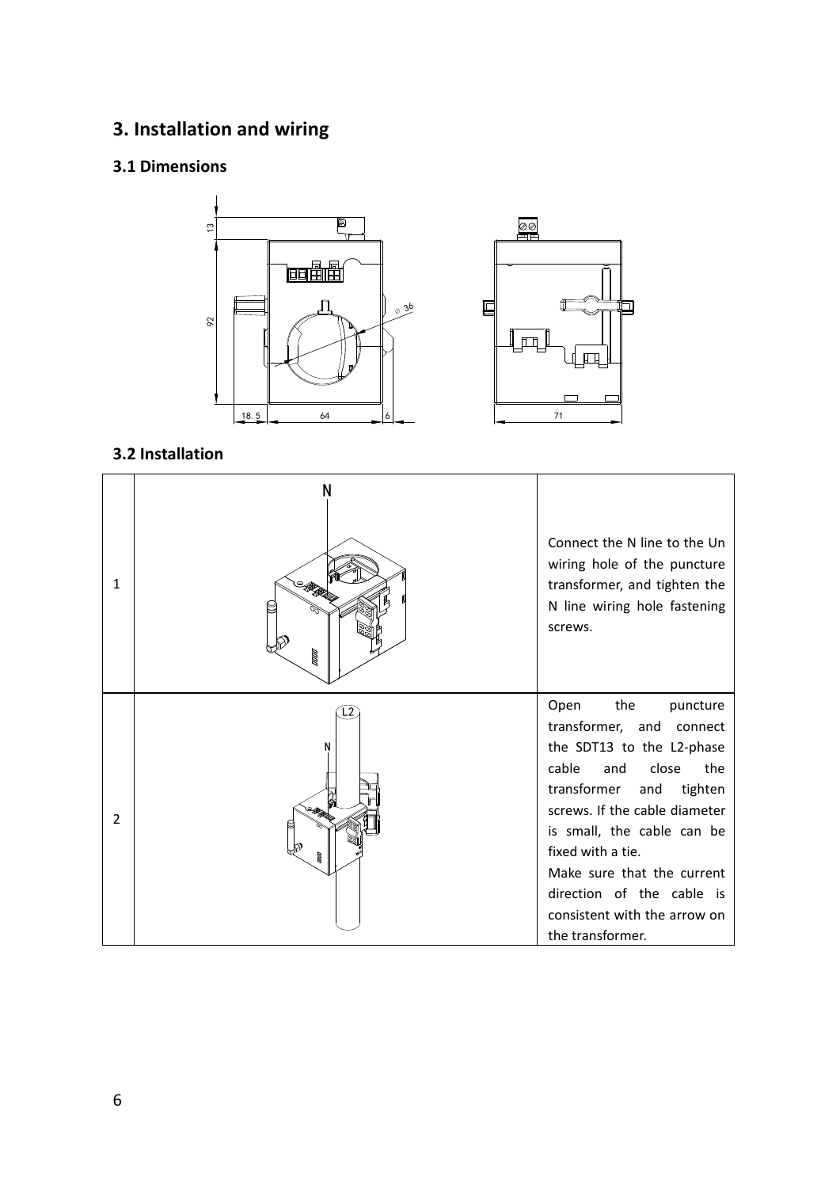# 3. Installation and wiring

## 3.1 Dimensions

## 3.2 Installation

| | | |
|---|---|---|
| 1 | | Connect the N line to the Un wiring hole of the puncture transformer, and tighten the N line wiring hole fastening screws. |
| 2 | | Open the puncture transformer, and connect the SDT13 to the L2-phase cable and close the transformer and tighten screws. If the cable diameter is small, the cable can be fixed with a tie.<br>Make sure that the current direction of the cable is consistent with the arrow on the transformer. |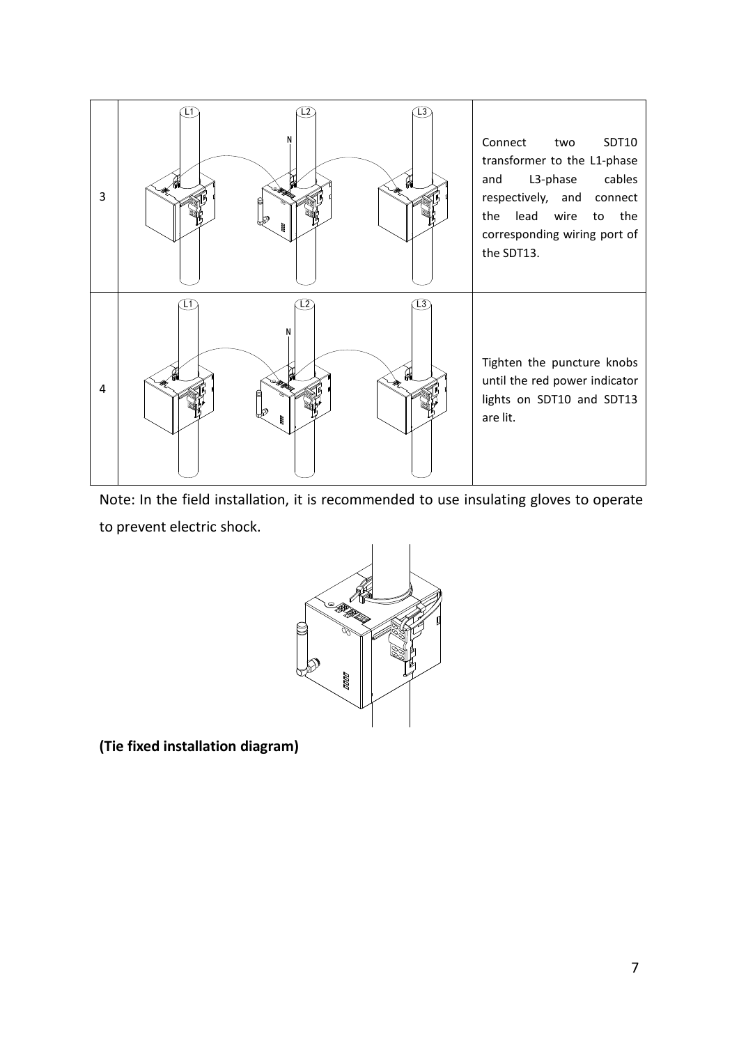| | | |
|---|---|---|
| 3 | L1 L2 L3 N | Connect two SDT10 transformer to the L1-phase and L3-phase cables respectively, and connect the lead wire to the corresponding wiring port of the SDT13. |
| 4 | L1 L2 L3 N | Tighten the puncture knobs until the red power indicator lights on SDT10 and SDT13 are lit. |

Note: In the field installation, it is recommended to use insulating gloves to operate to prevent electric shock.

**(Tie fixed installation diagram)**